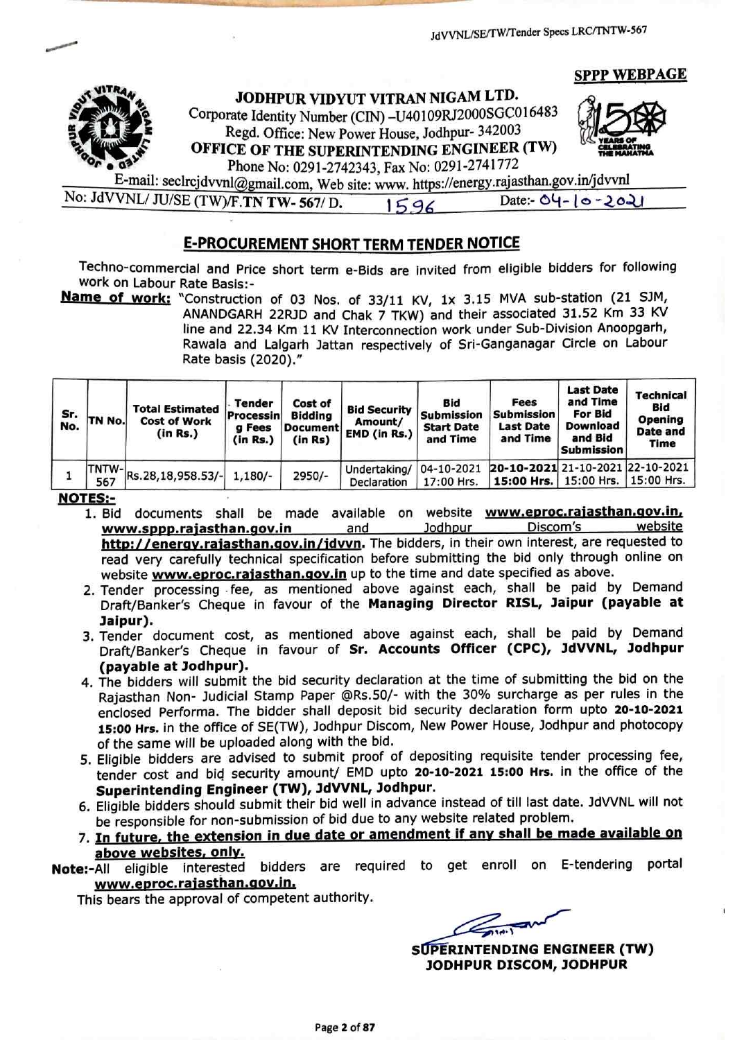JdVVNL/SE/TW/Tender Specs LRC/TNTW-567

**SPPP WEBPAGE**

# JODHPUR VIDYUT VITRAN NIGAM LTD.

Corporate Identity Number (CIN) –U40109RJ2000SGC016483
Regd. Office: New Power House, Jodhpur- 342003

**OFFICE OF THE SUPERINTENDING ENGINEER (TW)**

Phone No: 0291-2742343, Fax No: 0291-2741772

E-mail: seclrcjdvvnl@gmail.com, Web site: www. https://energy.rajasthan.gov.in/jdvvnl

No: JdVVNL/ JU/SE (TW)/F.TN TW- 567/ D. 1596 Date:- 04-10-2021

## E-PROCUREMENT SHORT TERM TENDER NOTICE

Techno-commercial and Price short term e-Bids are invited from eligible bidders for following work on Labour Rate Basis:-

**Name of work:** "Construction of 03 Nos. of 33/11 KV, 1x 3.15 MVA sub-station (21 SJM, ANANDGARH 22RJD and Chak 7 TKW) and their associated 31.52 Km 33 KV line and 22.34 Km 11 KV Interconnection work under Sub-Division Anoopgarh, Rawala and Lalgarh Jattan respectively of Sri-Ganganagar Circle on Labour Rate basis (2020)."

| Sr. No. | TN No. | Total Estimated Cost of Work (in Rs.) | Tender Processing Fees (in Rs.) | Cost of Bidding Document (in Rs) | Bid Security Amount/ EMD (in Rs.) | Bid Submission Start Date and Time | Fees Submission Last Date and Time | Last Date and Time For Bid Download and Bid Submission | Technical Bid Opening Date and Time |
|---|---|---|---|---|---|---|---|---|---|
| 1 | TNTW-567 | Rs.28,18,958.53/- | 1,180/- | 2950/- | Undertaking/ Declaration | 04-10-2021 17:00 Hrs. | **20-10-2021 15:00 Hrs.** | 21-10-2021 15:00 Hrs. | 22-10-2021 15:00 Hrs. |

**NOTES:-**

1. Bid documents shall be made available on website **www.eproc.rajasthan.gov.in, www.sppp.rajasthan.gov.in** and Jodhpur Discom's website **http://energy.rajasthan.gov.in/jdvvn.** The bidders, in their own interest, are requested to read very carefully technical specification before submitting the bid only through online on website **www.eproc.rajasthan.gov.in** up to the time and date specified as above.
2. Tender processing fee, as mentioned above against each, shall be paid by Demand Draft/Banker's Cheque in favour of the **Managing Director RISL, Jaipur (payable at Jaipur).**
3. Tender document cost, as mentioned above against each, shall be paid by Demand Draft/Banker's Cheque in favour of **Sr. Accounts Officer (CPC), JdVVNL, Jodhpur (payable at Jodhpur).**
4. The bidders will submit the bid security declaration at the time of submitting the bid on the Rajasthan Non- Judicial Stamp Paper @Rs.50/- with the 30% surcharge as per rules in the enclosed Performa. The bidder shall deposit bid security declaration form upto **20-10-2021 15:00 Hrs.** in the office of SE(TW), Jodhpur Discom, New Power House, Jodhpur and photocopy of the same will be uploaded along with the bid.
5. Eligible bidders are advised to submit proof of depositing requisite tender processing fee, tender cost and bid security amount/ EMD upto **20-10-2021 15:00 Hrs.** in the office of the **Superintending Engineer (TW), JdVVNL, Jodhpur.**
6. Eligible bidders should submit their bid well in advance instead of till last date. JdVVNL will not be responsible for non-submission of bid due to any website related problem.
7. **In future, the extension in due date or amendment if any shall be made available on above websites, only.**

**Note:-**All eligible interested bidders are required to get enroll on E-tendering portal **www.eproc.rajasthan.gov.in.**

This bears the approval of competent authority.

**SUPERINTENDING ENGINEER (TW)**
**JODHPUR DISCOM, JODHPUR**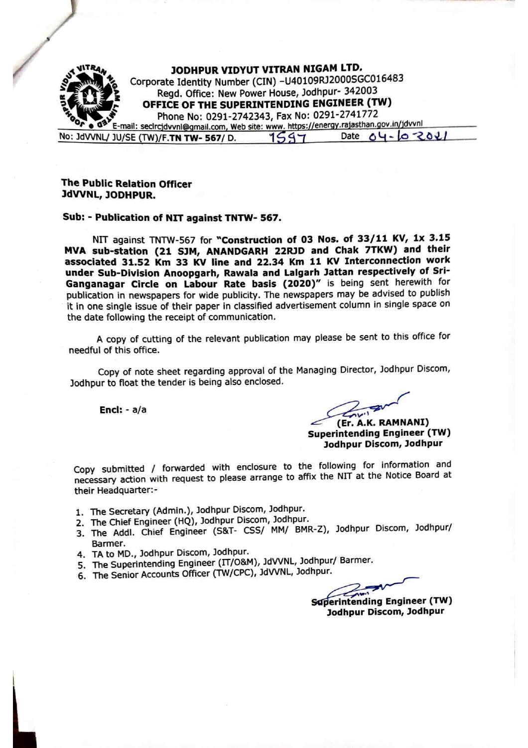**JODHPUR VIDYUT VITRAN NIGAM LTD.**
Corporate Identity Number (CIN) –U40109RJ2000SGC016483
Regd. Office: New Power House, Jodhpur- 342003
**OFFICE OF THE SUPERINTENDING ENGINEER (TW)**
Phone No: 0291-2742343, Fax No: 0291-2741772
E-mail: seclrcjdvvnl@gmail.com, Web site: www. https://energy.rajasthan.gov.in/jdvvnl

No: JdVVNL/ JU/SE (TW)/F.**TN TW- 567**/ D. 1597 Date 04-10-2021

**The Public Relation Officer**
**JdVVNL, JODHPUR.**

**Sub: - Publication of NIT against TNTW- 567.**

NIT against TNTW-567 for **"Construction of 03 Nos. of 33/11 KV, 1x 3.15 MVA sub-station (21 SJM, ANANDGARH 22RJD and Chak 7TKW) and their associated 31.52 Km 33 KV line and 22.34 Km 11 KV Interconnection work under Sub-Division Anoopgarh, Rawala and Lalgarh Jattan respectively of Sri-Ganganagar Circle on Labour Rate basis (2020)"** is being sent herewith for publication in newspapers for wide publicity. The newspapers may be advised to publish it in one single issue of their paper in classified advertisement column in single space on the date following the receipt of communication.

A copy of cutting of the relevant publication may please be sent to this office for needful of this office.

Copy of note sheet regarding approval of the Managing Director, Jodhpur Discom, Jodhpur to float the tender is being also enclosed.

**Encl:** - a/a

**(Er. A.K. RAMNANI)**
**Superintending Engineer (TW)**
**Jodhpur Discom, Jodhpur**

Copy submitted / forwarded with enclosure to the following for information and necessary action with request to please arrange to affix the NIT at the Notice Board at their Headquarter:-

1. The Secretary (Admin.), Jodhpur Discom, Jodhpur.
2. The Chief Engineer (HQ), Jodhpur Discom, Jodhpur.
3. The Addl. Chief Engineer (S&T- CSS/ MM/ BMR-Z), Jodhpur Discom, Jodhpur/ Barmer.
4. TA to MD., Jodhpur Discom, Jodhpur.
5. The Superintending Engineer (IT/O&M), JdVVNL, Jodhpur/ Barmer.
6. The Senior Accounts Officer (TW/CPC), JdVVNL, Jodhpur.

**Superintending Engineer (TW)**
**Jodhpur Discom, Jodhpur**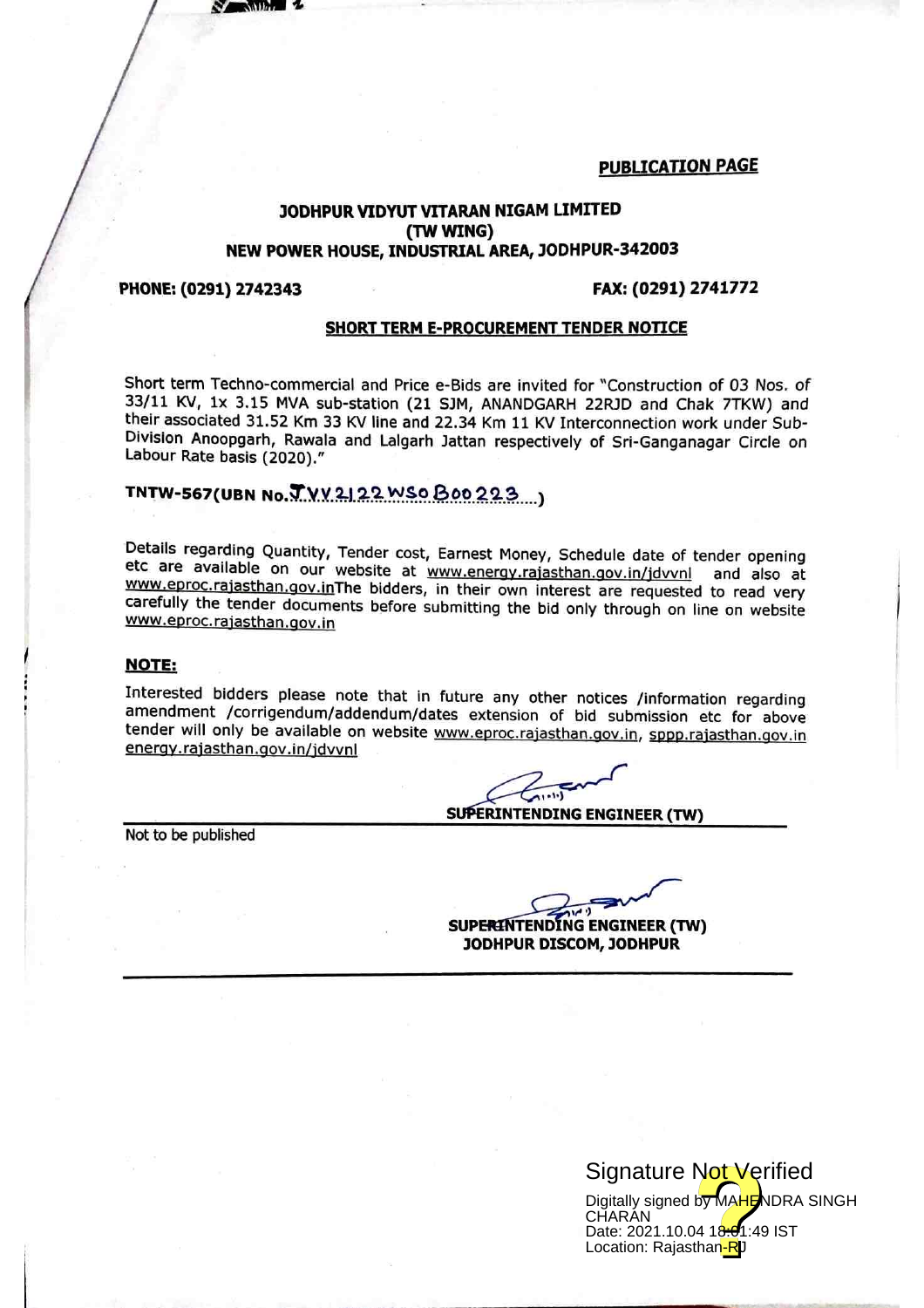**PUBLICATION PAGE**

**JODHPUR VIDYUT VITARAN NIGAM LIMITED**
**(TW WING)**
**NEW POWER HOUSE, INDUSTRIAL AREA, JODHPUR-342003**

**PHONE: (0291) 2742343** **FAX: (0291) 2741772**

**SHORT TERM E-PROCUREMENT TENDER NOTICE**

Short term Techno-commercial and Price e-Bids are invited for "Construction of 03 Nos. of 33/11 KV, 1x 3.15 MVA sub-station (21 SJM, ANANDGARH 22RJD and Chak 7TKW) and their associated 31.52 Km 33 KV line and 22.34 Km 11 KV Interconnection work under Sub-Division Anoopgarh, Rawala and Lalgarh Jattan respectively of Sri-Ganganagar Circle on Labour Rate basis (2020)."

**TNTW-567(UBN No.**JVV2122WSOB00223**)**

Details regarding Quantity, Tender cost, Earnest Money, Schedule date of tender opening etc are available on our website at www.energy.rajasthan.gov.in/jdvvnl and also at www.eproc.rajasthan.gov.inThe bidders, in their own interest are requested to read very carefully the tender documents before submitting the bid only through on line on website www.eproc.rajasthan.gov.in

**NOTE:**

Interested bidders please note that in future any other notices /information regarding amendment /corrigendum/addendum/dates extension of bid submission etc for above tender will only be available on website www.eproc.rajasthan.gov.in, sppp.rajasthan.gov.in energy.rajasthan.gov.in/jdvvnl

**SUPERINTENDING ENGINEER (TW)**

Not to be published

**SUPERINTENDING ENGINEER (TW)**
**JODHPUR DISCOM, JODHPUR**

Signature Not Verified
Digitally signed by MAHENDRA SINGH CHARAN
Date: 2021.10.04 18:01:49 IST
Location: Rajasthan-RJ